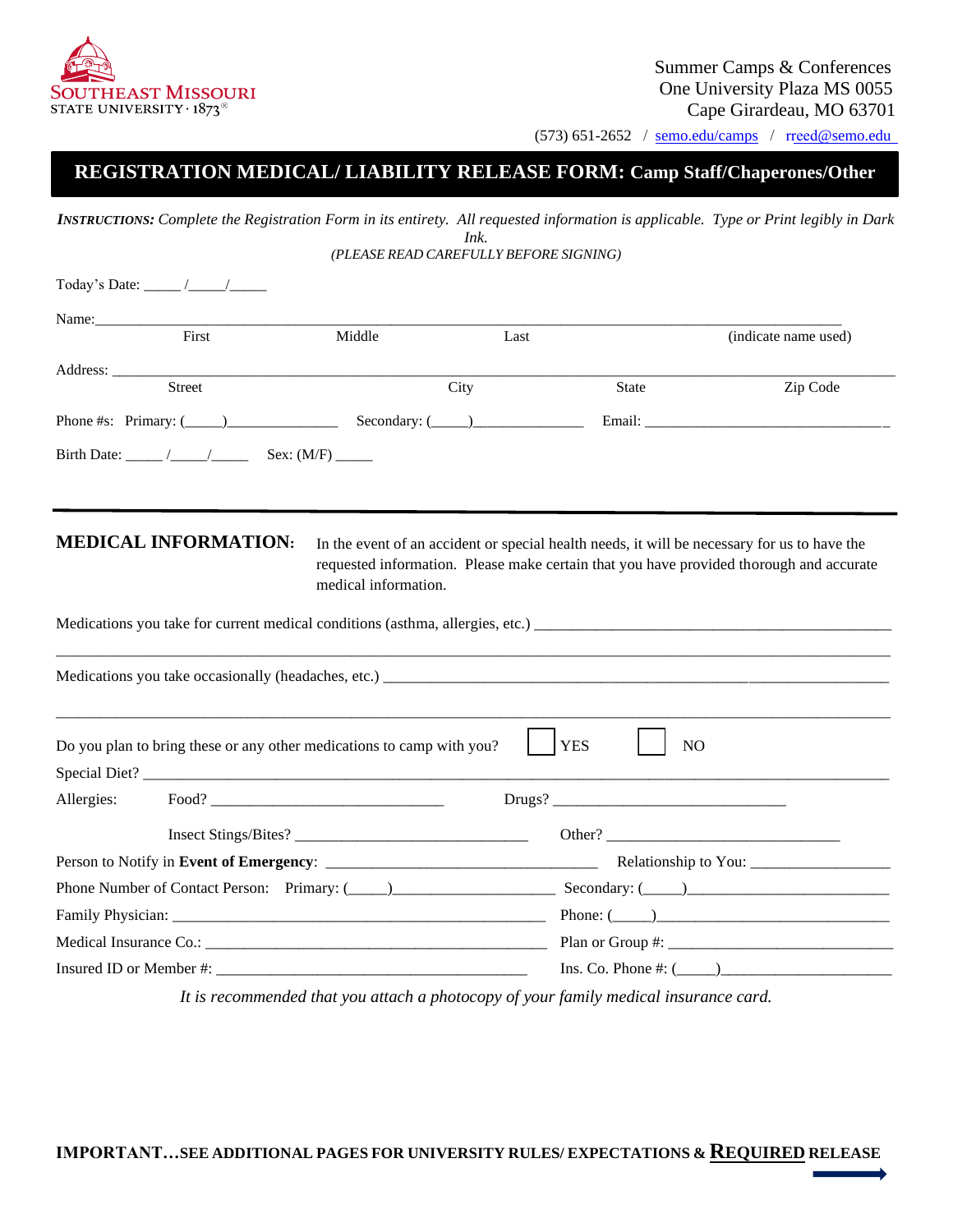SOUTHEAST MISSOURI STATE UNIVERSITY · 1873

Summer Camps & Conferences
One University Plaza MS 0055
Cape Girardeau, MO 63701

(573) 651-2652 / semo.edu/camps / rreed@semo.edu

# REGISTRATION MEDICAL/ LIABILITY RELEASE FORM: Camp Staff/Chaperones/Other

***INSTRUCTIONS:*** *Complete the Registration Form in its entirety. All requested information is applicable. Type or Print legibly in Dark Ink.*
*(PLEASE READ CAREFULLY BEFORE SIGNING)*

Today's Date: _____ /_____/_____

Name:______________________________________________________________________________________
First Middle Last (indicate name used)

Address: ____________________________________________________________________________________
Street City State Zip Code

Phone #s: Primary: (_____)_______________ Secondary: (_____)_______________ Email: ________________________________

Birth Date: _____ /_____/_____ Sex: (M/F) _____

---

## MEDICAL INFORMATION:

In the event of an accident or special health needs, it will be necessary for us to have the requested information. Please make certain that you have provided thorough and accurate medical information.

Medications you take for current medical conditions (asthma, allergies, etc.) _______________________________________________

_____________________________________________________________________________________________

Medications you take occasionally (headaches, etc.) _______________________________________________________________

_____________________________________________________________________________________________

Do you plan to bring these or any other medications to camp with you? ☐ YES ☐ NO

Special Diet? ________________________________________________________________________________

Allergies: Food? ______________________________ Drugs? ______________________________

Insect Stings/Bites? ______________________________ Other? ______________________________

Person to Notify in **Event of Emergency**: __________________________________ Relationship to You: _________________

Phone Number of Contact Person: Primary: (_____)____________________ Secondary: (_____)_________________________

Family Physician: ______________________________________________ Phone: (_____)______________________________

Medical Insurance Co.: __________________________________________ Plan or Group #: ___________________________

Insured ID or Member #: ________________________________________ Ins. Co. Phone #: (_____)_____________________

*It is recommended that you attach a photocopy of your family medical insurance card.*

**IMPORTANT…SEE ADDITIONAL PAGES FOR UNIVERSITY RULES/ EXPECTATIONS & REQUIRED RELEASE**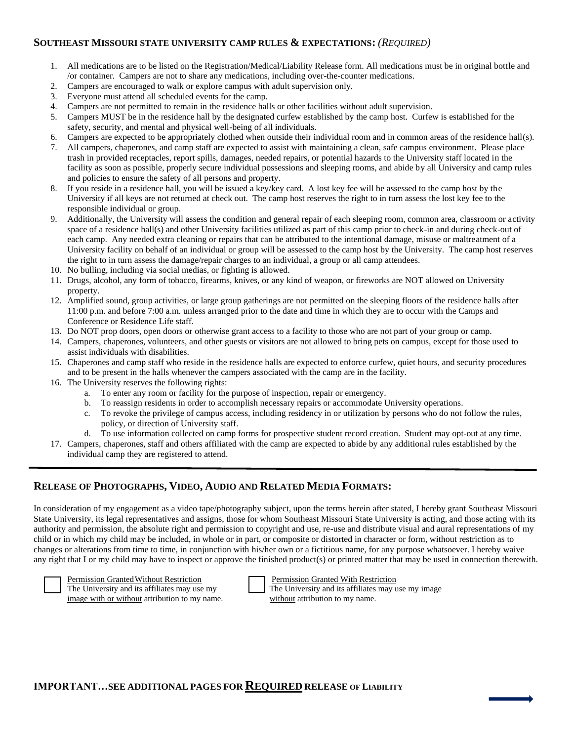## SOUTHEAST MISSOURI STATE UNIVERSITY CAMP RULES & EXPECTATIONS: *(REQUIRED)*

1. All medications are to be listed on the Registration/Medical/Liability Release form. All medications must be in original bottle and /or container. Campers are not to share any medications, including over-the-counter medications.
2. Campers are encouraged to walk or explore campus with adult supervision only.
3. Everyone must attend all scheduled events for the camp.
4. Campers are not permitted to remain in the residence halls or other facilities without adult supervision.
5. Campers MUST be in the residence hall by the designated curfew established by the camp host. Curfew is established for the safety, security, and mental and physical well-being of all individuals.
6. Campers are expected to be appropriately clothed when outside their individual room and in common areas of the residence hall(s).
7. All campers, chaperones, and camp staff are expected to assist with maintaining a clean, safe campus environment. Please place trash in provided receptacles, report spills, damages, needed repairs, or potential hazards to the University staff located in the facility as soon as possible, properly secure individual possessions and sleeping rooms, and abide by all University and camp rules and policies to ensure the safety of all persons and property.
8. If you reside in a residence hall, you will be issued a key/key card. A lost key fee will be assessed to the camp host by the University if all keys are not returned at check out. The camp host reserves the right to in turn assess the lost key fee to the responsible individual or group.
9. Additionally, the University will assess the condition and general repair of each sleeping room, common area, classroom or activity space of a residence hall(s) and other University facilities utilized as part of this camp prior to check-in and during check-out of each camp. Any needed extra cleaning or repairs that can be attributed to the intentional damage, misuse or maltreatment of a University facility on behalf of an individual or group will be assessed to the camp host by the University. The camp host reserves the right to in turn assess the damage/repair charges to an individual, a group or all camp attendees.
10. No bulling, including via social medias, or fighting is allowed.
11. Drugs, alcohol, any form of tobacco, firearms, knives, or any kind of weapon, or fireworks are NOT allowed on University property.
12. Amplified sound, group activities, or large group gatherings are not permitted on the sleeping floors of the residence halls after 11:00 p.m. and before 7:00 a.m. unless arranged prior to the date and time in which they are to occur with the Camps and Conference or Residence Life staff.
13. Do NOT prop doors, open doors or otherwise grant access to a facility to those who are not part of your group or camp.
14. Campers, chaperones, volunteers, and other guests or visitors are not allowed to bring pets on campus, except for those used to assist individuals with disabilities.
15. Chaperones and camp staff who reside in the residence halls are expected to enforce curfew, quiet hours, and security procedures and to be present in the halls whenever the campers associated with the camp are in the facility.
16. The University reserves the following rights:
    a. To enter any room or facility for the purpose of inspection, repair or emergency.
    b. To reassign residents in order to accomplish necessary repairs or accommodate University operations.
    c. To revoke the privilege of campus access, including residency in or utilization by persons who do not follow the rules, policy, or direction of University staff.
    d. To use information collected on camp forms for prospective student record creation. Student may opt-out at any time.
17. Campers, chaperones, staff and others affiliated with the camp are expected to abide by any additional rules established by the individual camp they are registered to attend.

---

## RELEASE OF PHOTOGRAPHS, VIDEO, AUDIO AND RELATED MEDIA FORMATS:

In consideration of my engagement as a video tape/photography subject, upon the terms herein after stated, I hereby grant Southeast Missouri State University, its legal representatives and assigns, those for whom Southeast Missouri State University is acting, and those acting with its authority and permission, the absolute right and permission to copyright and use, re-use and distribute visual and aural representations of my child or in which my child may be included, in whole or in part, or composite or distorted in character or form, without restriction as to changes or alterations from time to time, in conjunction with his/her own or a fictitious name, for any purpose whatsoever. I hereby waive any right that I or my child may have to inspect or approve the finished product(s) or printed matter that may be used in connection therewith.

☐ Permission Granted Without Restriction
The University and its affiliates may use my image with or without attribution to my name.

☐ Permission Granted With Restriction
The University and its affiliates may use my image without attribution to my name.

**IMPORTANT…SEE ADDITIONAL PAGES FOR REQUIRED RELEASE OF LIABILITY**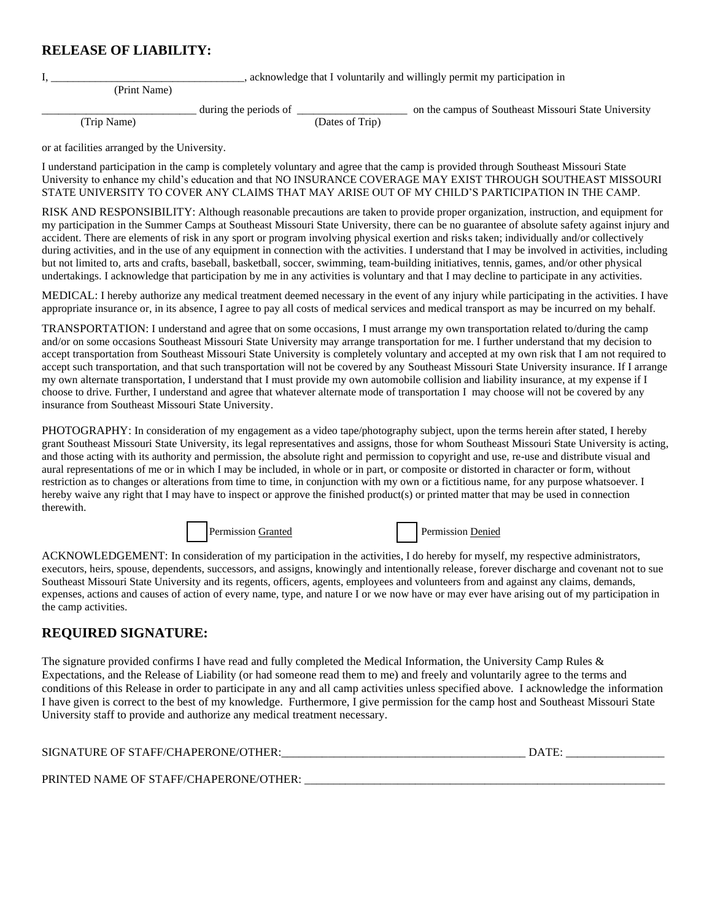## RELEASE OF LIABILITY:

I, ___________________________________, acknowledge that I voluntarily and willingly permit my participation in
(Print Name)

___________________________ during the periods of ____________________ on the campus of Southeast Missouri State University
(Trip Name) (Dates of Trip)

or at facilities arranged by the University.

I understand participation in the camp is completely voluntary and agree that the camp is provided through Southeast Missouri State University to enhance my child's education and that NO INSURANCE COVERAGE MAY EXIST THROUGH SOUTHEAST MISSOURI STATE UNIVERSITY TO COVER ANY CLAIMS THAT MAY ARISE OUT OF MY CHILD'S PARTICIPATION IN THE CAMP.

RISK AND RESPONSIBILITY: Although reasonable precautions are taken to provide proper organization, instruction, and equipment for my participation in the Summer Camps at Southeast Missouri State University, there can be no guarantee of absolute safety against injury and accident. There are elements of risk in any sport or program involving physical exertion and risks taken; individually and/or collectively during activities, and in the use of any equipment in connection with the activities. I understand that I may be involved in activities, including but not limited to, arts and crafts, baseball, basketball, soccer, swimming, team-building initiatives, tennis, games, and/or other physical undertakings. I acknowledge that participation by me in any activities is voluntary and that I may decline to participate in any activities.

MEDICAL: I hereby authorize any medical treatment deemed necessary in the event of any injury while participating in the activities. I have appropriate insurance or, in its absence, I agree to pay all costs of medical services and medical transport as may be incurred on my behalf.

TRANSPORTATION: I understand and agree that on some occasions, I must arrange my own transportation related to/during the camp and/or on some occasions Southeast Missouri State University may arrange transportation for me. I further understand that my decision to accept transportation from Southeast Missouri State University is completely voluntary and accepted at my own risk that I am not required to accept such transportation, and that such transportation will not be covered by any Southeast Missouri State University insurance. If I arrange my own alternate transportation, I understand that I must provide my own automobile collision and liability insurance, at my expense if I choose to drive. Further, I understand and agree that whatever alternate mode of transportation I may choose will not be covered by any insurance from Southeast Missouri State University.

PHOTOGRAPHY: In consideration of my engagement as a video tape/photography subject, upon the terms herein after stated, I hereby grant Southeast Missouri State University, its legal representatives and assigns, those for whom Southeast Missouri State University is acting, and those acting with its authority and permission, the absolute right and permission to copyright and use, re-use and distribute visual and aural representations of me or in which I may be included, in whole or in part, or composite or distorted in character or form, without restriction as to changes or alterations from time to time, in conjunction with my own or a fictitious name, for any purpose whatsoever. I hereby waive any right that I may have to inspect or approve the finished product(s) or printed matter that may be used in connection therewith.

☐ Permission Granted ☐ Permission Denied

ACKNOWLEDGEMENT: In consideration of my participation in the activities, I do hereby for myself, my respective administrators, executors, heirs, spouse, dependents, successors, and assigns, knowingly and intentionally release, forever discharge and covenant not to sue Southeast Missouri State University and its regents, officers, agents, employees and volunteers from and against any claims, demands, expenses, actions and causes of action of every name, type, and nature I or we now have or may ever have arising out of my participation in the camp activities.

## REQUIRED SIGNATURE:

The signature provided confirms I have read and fully completed the Medical Information, the University Camp Rules & Expectations, and the Release of Liability (or had someone read them to me) and freely and voluntarily agree to the terms and conditions of this Release in order to participate in any and all camp activities unless specified above. I acknowledge the information I have given is correct to the best of my knowledge. Furthermore, I give permission for the camp host and Southeast Missouri State University staff to provide and authorize any medical treatment necessary.

SIGNATURE OF STAFF/CHAPERONE/OTHER:__________________________________________ DATE: _________________

PRINTED NAME OF STAFF/CHAPERONE/OTHER: _________________________________________________________________